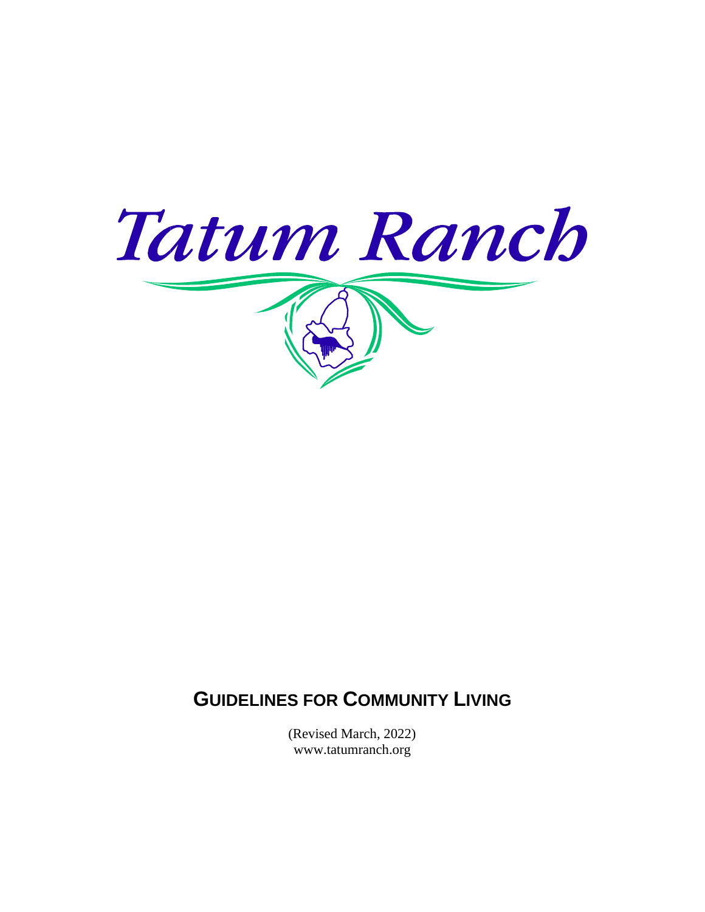# Tatum Ranch

## GUIDELINES FOR COMMUNITY LIVING

(Revised March, 2022)
www.tatumranch.org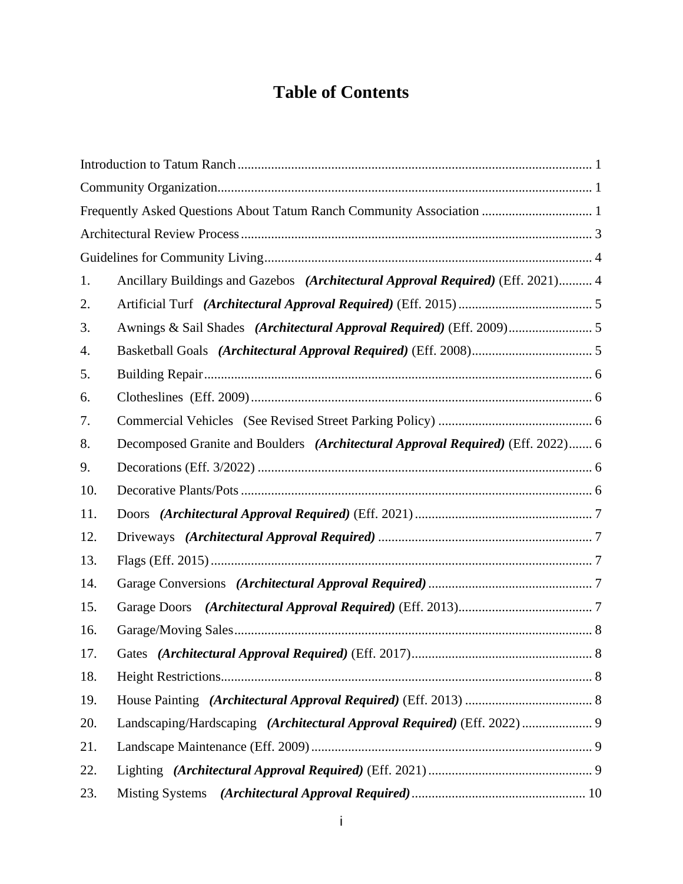# Table of Contents

Introduction to Tatum Ranch ........................................................................................................ 1

Community Organization............................................................................................................... 1

Frequently Asked Questions About Tatum Ranch Community Association ................................. 1

Architectural Review Process ........................................................................................................ 3

Guidelines for Community Living................................................................................................. 4

1. Ancillary Buildings and Gazebos ***(Architectural Approval Required)*** (Eff. 2021).......... 4
2. Artificial Turf ***(Architectural Approval Required)*** (Eff. 2015) ........................................ 5
3. Awnings & Sail Shades ***(Architectural Approval Required)*** (Eff. 2009)......................... 5
4. Basketball Goals ***(Architectural Approval Required)*** (Eff. 2008).................................... 5
5. Building Repair .................................................................................................................... 6
6. Clotheslines (Eff. 2009) ....................................................................................................... 6
7. Commercial Vehicles (See Revised Street Parking Policy) ............................................... 6
8. Decomposed Granite and Boulders ***(Architectural Approval Required)*** (Eff. 2022)....... 6
9. Decorations (Eff. 3/2022) .................................................................................................... 6
10. Decorative Plants/Pots ......................................................................................................... 6
11. Doors ***(Architectural Approval Required)*** (Eff. 2021) ..................................................... 7
12. Driveways ***(Architectural Approval Required)*** ............................................................... 7
13. Flags (Eff. 2015) .................................................................................................................. 7
14. Garage Conversions ***(Architectural Approval Required)*** ................................................. 7
15. Garage Doors ***(Architectural Approval Required)*** (Eff. 2013)........................................ 7
16. Garage/Moving Sales ........................................................................................................... 8
17. Gates ***(Architectural Approval Required)*** (Eff. 2017)...................................................... 8
18. Height Restrictions.............................................................................................................. 8
19. House Painting ***(Architectural Approval Required)*** (Eff. 2013) ...................................... 8
20. Landscaping/Hardscaping ***(Architectural Approval Required)*** (Eff. 2022) ..................... 9
21. Landscape Maintenance (Eff. 2009) .................................................................................... 9
22. Lighting ***(Architectural Approval Required)*** (Eff. 2021) ................................................. 9
23. Misting Systems ***(Architectural Approval Required)*** .................................................... 10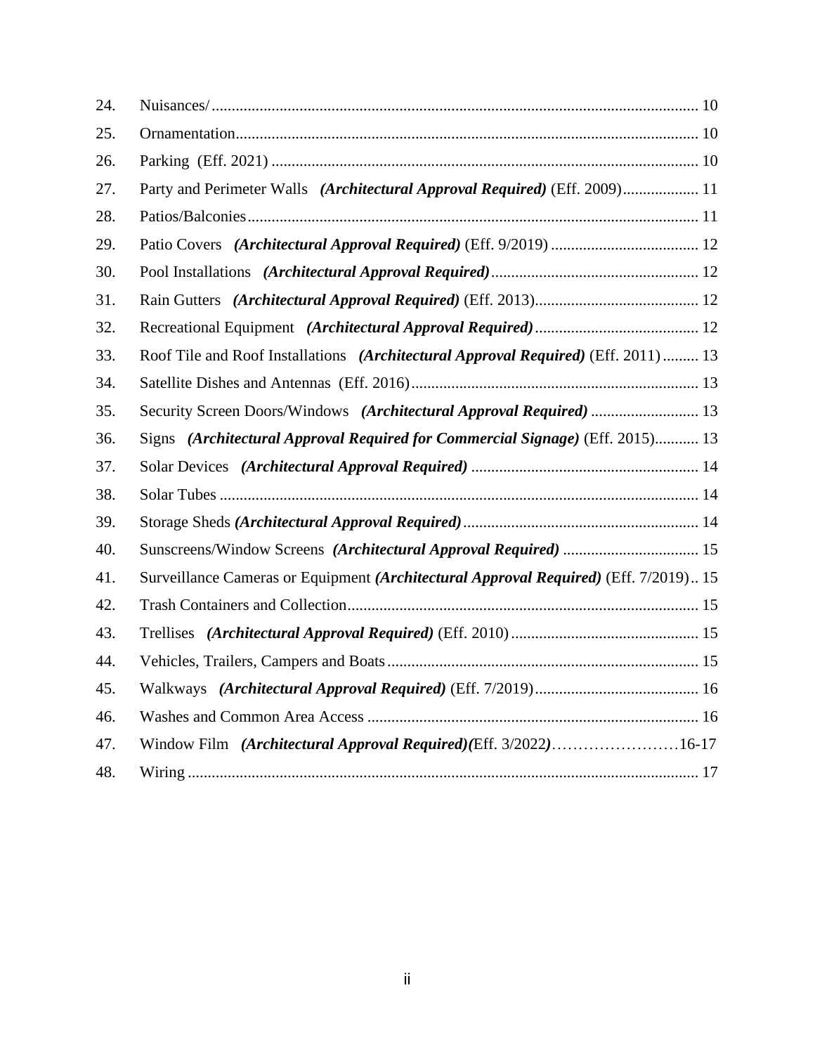| | | |
|---|---|---|
| 24. | Nuisances/ | 10 |
| 25. | Ornamentation | 10 |
| 26. | Parking (Eff. 2021) | 10 |
| 27. | Party and Perimeter Walls ***(Architectural Approval Required)*** (Eff. 2009) | 11 |
| 28. | Patios/Balconies | 11 |
| 29. | Patio Covers ***(Architectural Approval Required)*** (Eff. 9/2019) | 12 |
| 30. | Pool Installations ***(Architectural Approval Required)*** | 12 |
| 31. | Rain Gutters ***(Architectural Approval Required)*** (Eff. 2013) | 12 |
| 32. | Recreational Equipment ***(Architectural Approval Required)*** | 12 |
| 33. | Roof Tile and Roof Installations ***(Architectural Approval Required)*** (Eff. 2011) | 13 |
| 34. | Satellite Dishes and Antennas (Eff. 2016) | 13 |
| 35. | Security Screen Doors/Windows ***(Architectural Approval Required)*** | 13 |
| 36. | Signs ***(Architectural Approval Required for Commercial Signage)*** (Eff. 2015) | 13 |
| 37. | Solar Devices ***(Architectural Approval Required)*** | 14 |
| 38. | Solar Tubes | 14 |
| 39. | Storage Sheds ***(Architectural Approval Required)*** | 14 |
| 40. | Sunscreens/Window Screens ***(Architectural Approval Required)*** | 15 |
| 41. | Surveillance Cameras or Equipment ***(Architectural Approval Required)*** (Eff. 7/2019) | 15 |
| 42. | Trash Containers and Collection | 15 |
| 43. | Trellises ***(Architectural Approval Required)*** (Eff. 2010) | 15 |
| 44. | Vehicles, Trailers, Campers and Boats | 15 |
| 45. | Walkways ***(Architectural Approval Required)*** (Eff. 7/2019) | 16 |
| 46. | Washes and Common Area Access | 16 |
| 47. | Window Film ***(Architectural Approval Required)(***Eff. 3/2022***)*** | 16-17 |
| 48. | Wiring | 17 |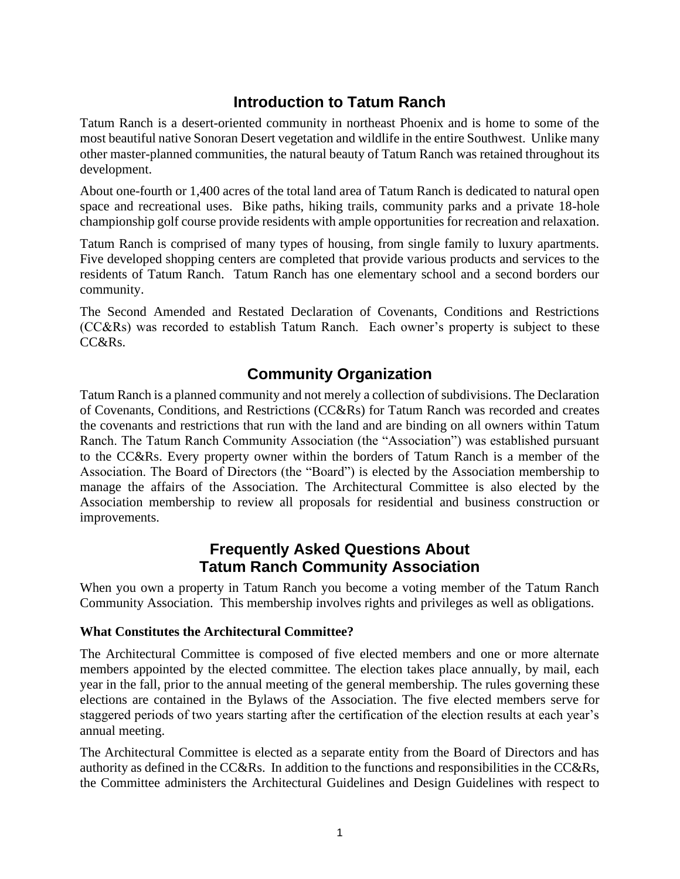## Introduction to Tatum Ranch

Tatum Ranch is a desert-oriented community in northeast Phoenix and is home to some of the most beautiful native Sonoran Desert vegetation and wildlife in the entire Southwest. Unlike many other master-planned communities, the natural beauty of Tatum Ranch was retained throughout its development.

About one-fourth or 1,400 acres of the total land area of Tatum Ranch is dedicated to natural open space and recreational uses. Bike paths, hiking trails, community parks and a private 18-hole championship golf course provide residents with ample opportunities for recreation and relaxation.

Tatum Ranch is comprised of many types of housing, from single family to luxury apartments. Five developed shopping centers are completed that provide various products and services to the residents of Tatum Ranch. Tatum Ranch has one elementary school and a second borders our community.

The Second Amended and Restated Declaration of Covenants, Conditions and Restrictions (CC&Rs) was recorded to establish Tatum Ranch. Each owner's property is subject to these CC&Rs.

## Community Organization

Tatum Ranch is a planned community and not merely a collection of subdivisions. The Declaration of Covenants, Conditions, and Restrictions (CC&Rs) for Tatum Ranch was recorded and creates the covenants and restrictions that run with the land and are binding on all owners within Tatum Ranch. The Tatum Ranch Community Association (the "Association") was established pursuant to the CC&Rs. Every property owner within the borders of Tatum Ranch is a member of the Association. The Board of Directors (the "Board") is elected by the Association membership to manage the affairs of the Association. The Architectural Committee is also elected by the Association membership to review all proposals for residential and business construction or improvements.

## Frequently Asked Questions About Tatum Ranch Community Association

When you own a property in Tatum Ranch you become a voting member of the Tatum Ranch Community Association. This membership involves rights and privileges as well as obligations.

**What Constitutes the Architectural Committee?**

The Architectural Committee is composed of five elected members and one or more alternate members appointed by the elected committee. The election takes place annually, by mail, each year in the fall, prior to the annual meeting of the general membership. The rules governing these elections are contained in the Bylaws of the Association. The five elected members serve for staggered periods of two years starting after the certification of the election results at each year's annual meeting.

The Architectural Committee is elected as a separate entity from the Board of Directors and has authority as defined in the CC&Rs. In addition to the functions and responsibilities in the CC&Rs, the Committee administers the Architectural Guidelines and Design Guidelines with respect to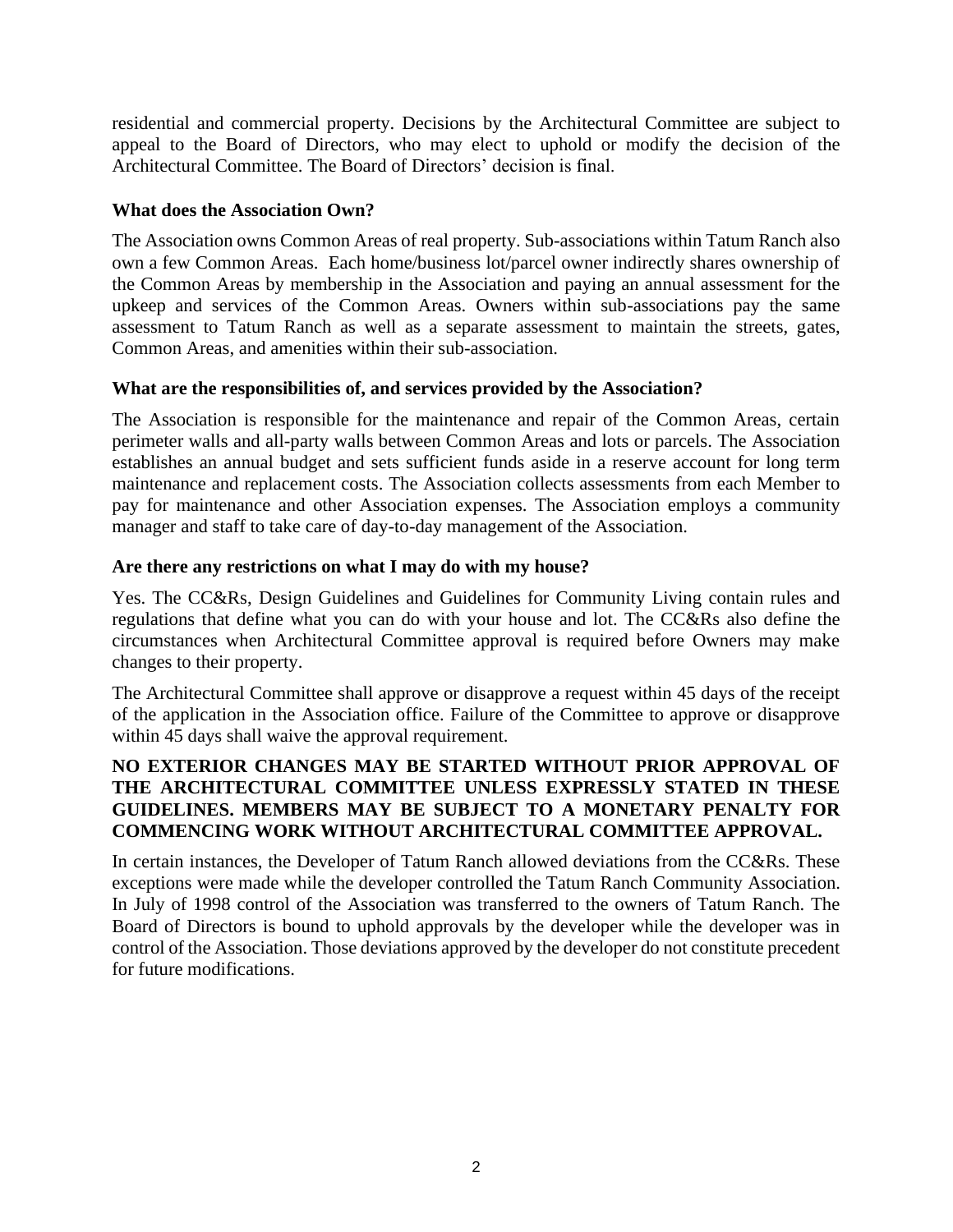residential and commercial property. Decisions by the Architectural Committee are subject to appeal to the Board of Directors, who may elect to uphold or modify the decision of the Architectural Committee. The Board of Directors' decision is final.

**What does the Association Own?**

The Association owns Common Areas of real property. Sub-associations within Tatum Ranch also own a few Common Areas. Each home/business lot/parcel owner indirectly shares ownership of the Common Areas by membership in the Association and paying an annual assessment for the upkeep and services of the Common Areas. Owners within sub-associations pay the same assessment to Tatum Ranch as well as a separate assessment to maintain the streets, gates, Common Areas, and amenities within their sub-association.

**What are the responsibilities of, and services provided by the Association?**

The Association is responsible for the maintenance and repair of the Common Areas, certain perimeter walls and all-party walls between Common Areas and lots or parcels. The Association establishes an annual budget and sets sufficient funds aside in a reserve account for long term maintenance and replacement costs. The Association collects assessments from each Member to pay for maintenance and other Association expenses. The Association employs a community manager and staff to take care of day-to-day management of the Association.

**Are there any restrictions on what I may do with my house?**

Yes. The CC&Rs, Design Guidelines and Guidelines for Community Living contain rules and regulations that define what you can do with your house and lot. The CC&Rs also define the circumstances when Architectural Committee approval is required before Owners may make changes to their property.

The Architectural Committee shall approve or disapprove a request within 45 days of the receipt of the application in the Association office. Failure of the Committee to approve or disapprove within 45 days shall waive the approval requirement.

**NO EXTERIOR CHANGES MAY BE STARTED WITHOUT PRIOR APPROVAL OF THE ARCHITECTURAL COMMITTEE UNLESS EXPRESSLY STATED IN THESE GUIDELINES. MEMBERS MAY BE SUBJECT TO A MONETARY PENALTY FOR COMMENCING WORK WITHOUT ARCHITECTURAL COMMITTEE APPROVAL.**

In certain instances, the Developer of Tatum Ranch allowed deviations from the CC&Rs. These exceptions were made while the developer controlled the Tatum Ranch Community Association. In July of 1998 control of the Association was transferred to the owners of Tatum Ranch. The Board of Directors is bound to uphold approvals by the developer while the developer was in control of the Association. Those deviations approved by the developer do not constitute precedent for future modifications.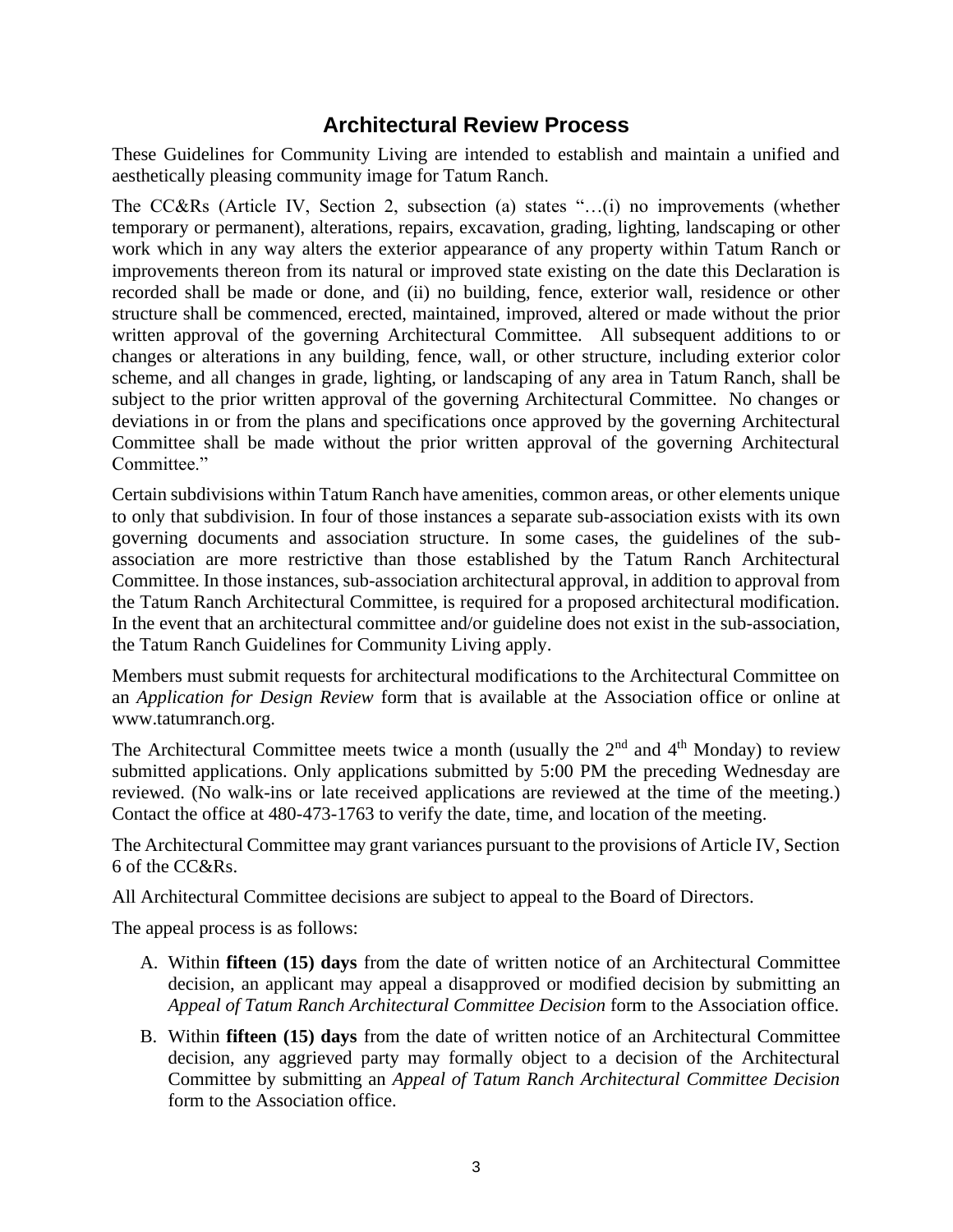## Architectural Review Process

These Guidelines for Community Living are intended to establish and maintain a unified and aesthetically pleasing community image for Tatum Ranch.

The CC&Rs (Article IV, Section 2, subsection (a) states "…(i) no improvements (whether temporary or permanent), alterations, repairs, excavation, grading, lighting, landscaping or other work which in any way alters the exterior appearance of any property within Tatum Ranch or improvements thereon from its natural or improved state existing on the date this Declaration is recorded shall be made or done, and (ii) no building, fence, exterior wall, residence or other structure shall be commenced, erected, maintained, improved, altered or made without the prior written approval of the governing Architectural Committee. All subsequent additions to or changes or alterations in any building, fence, wall, or other structure, including exterior color scheme, and all changes in grade, lighting, or landscaping of any area in Tatum Ranch, shall be subject to the prior written approval of the governing Architectural Committee. No changes or deviations in or from the plans and specifications once approved by the governing Architectural Committee shall be made without the prior written approval of the governing Architectural Committee."

Certain subdivisions within Tatum Ranch have amenities, common areas, or other elements unique to only that subdivision. In four of those instances a separate sub-association exists with its own governing documents and association structure. In some cases, the guidelines of the sub-association are more restrictive than those established by the Tatum Ranch Architectural Committee. In those instances, sub-association architectural approval, in addition to approval from the Tatum Ranch Architectural Committee, is required for a proposed architectural modification. In the event that an architectural committee and/or guideline does not exist in the sub-association, the Tatum Ranch Guidelines for Community Living apply.

Members must submit requests for architectural modifications to the Architectural Committee on an *Application for Design Review* form that is available at the Association office or online at www.tatumranch.org.

The Architectural Committee meets twice a month (usually the 2nd and 4th Monday) to review submitted applications. Only applications submitted by 5:00 PM the preceding Wednesday are reviewed. (No walk-ins or late received applications are reviewed at the time of the meeting.) Contact the office at 480-473-1763 to verify the date, time, and location of the meeting.

The Architectural Committee may grant variances pursuant to the provisions of Article IV, Section 6 of the CC&Rs.

All Architectural Committee decisions are subject to appeal to the Board of Directors.

The appeal process is as follows:

A. Within **fifteen (15) days** from the date of written notice of an Architectural Committee decision, an applicant may appeal a disapproved or modified decision by submitting an *Appeal of Tatum Ranch Architectural Committee Decision* form to the Association office.

B. Within **fifteen (15) days** from the date of written notice of an Architectural Committee decision, any aggrieved party may formally object to a decision of the Architectural Committee by submitting an *Appeal of Tatum Ranch Architectural Committee Decision* form to the Association office.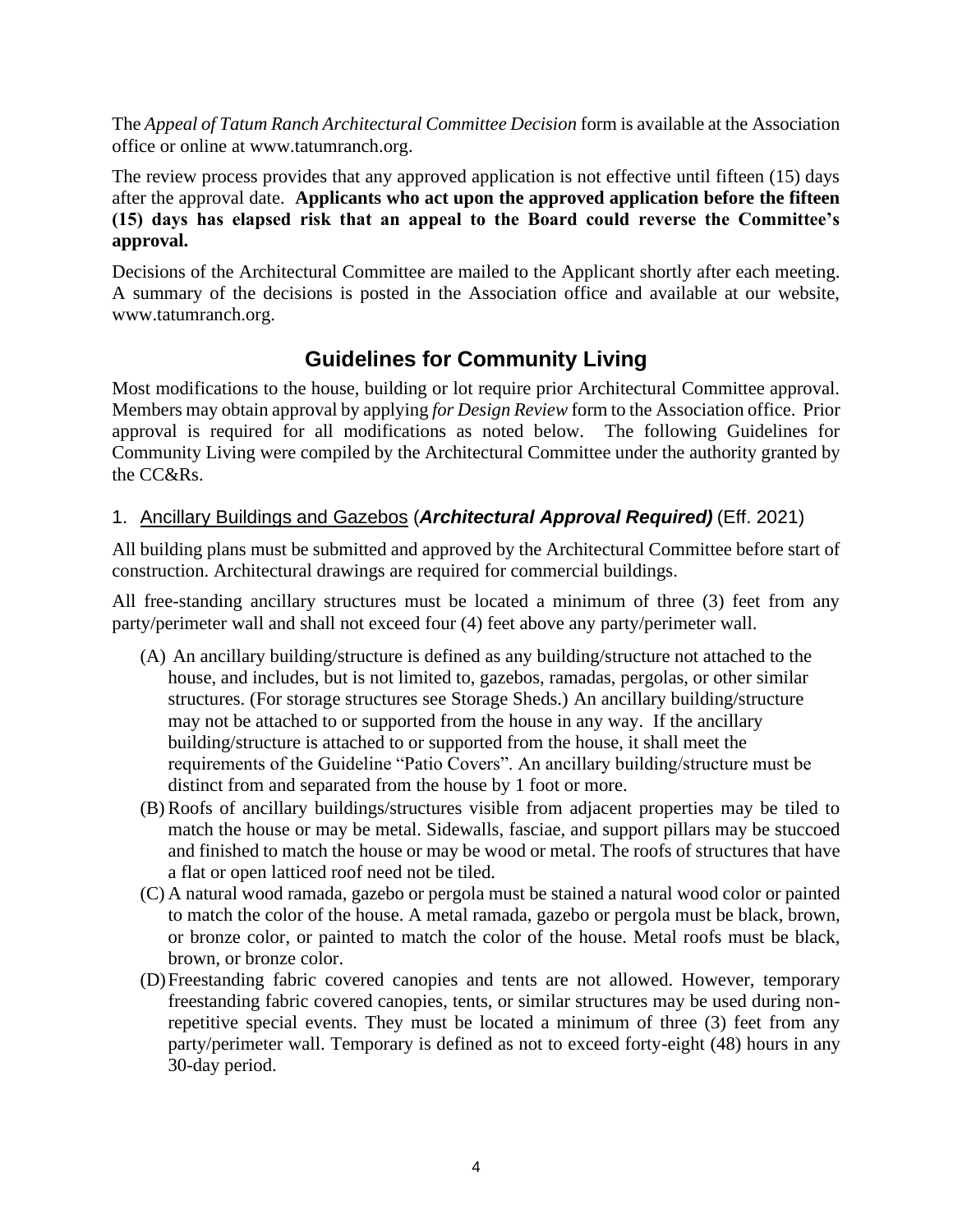The *Appeal of Tatum Ranch Architectural Committee Decision* form is available at the Association office or online at www.tatumranch.org.

The review process provides that any approved application is not effective until fifteen (15) days after the approval date. **Applicants who act upon the approved application before the fifteen (15) days has elapsed risk that an appeal to the Board could reverse the Committee's approval.**

Decisions of the Architectural Committee are mailed to the Applicant shortly after each meeting. A summary of the decisions is posted in the Association office and available at our website, www.tatumranch.org.

## Guidelines for Community Living

Most modifications to the house, building or lot require prior Architectural Committee approval. Members may obtain approval by applying *for Design Review* form to the Association office. Prior approval is required for all modifications as noted below. The following Guidelines for Community Living were compiled by the Architectural Committee under the authority granted by the CC&Rs.

### 1. Ancillary Buildings and Gazebos (***Architectural Approval Required)*** (Eff. 2021)

All building plans must be submitted and approved by the Architectural Committee before start of construction. Architectural drawings are required for commercial buildings.

All free-standing ancillary structures must be located a minimum of three (3) feet from any party/perimeter wall and shall not exceed four (4) feet above any party/perimeter wall.

(A) An ancillary building/structure is defined as any building/structure not attached to the house, and includes, but is not limited to, gazebos, ramadas, pergolas, or other similar structures. (For storage structures see Storage Sheds.) An ancillary building/structure may not be attached to or supported from the house in any way. If the ancillary building/structure is attached to or supported from the house, it shall meet the requirements of the Guideline "Patio Covers". An ancillary building/structure must be distinct from and separated from the house by 1 foot or more.

(B) Roofs of ancillary buildings/structures visible from adjacent properties may be tiled to match the house or may be metal. Sidewalls, fasciae, and support pillars may be stuccoed and finished to match the house or may be wood or metal. The roofs of structures that have a flat or open latticed roof need not be tiled.

(C) A natural wood ramada, gazebo or pergola must be stained a natural wood color or painted to match the color of the house. A metal ramada, gazebo or pergola must be black, brown, or bronze color, or painted to match the color of the house. Metal roofs must be black, brown, or bronze color.

(D) Freestanding fabric covered canopies and tents are not allowed. However, temporary freestanding fabric covered canopies, tents, or similar structures may be used during non-repetitive special events. They must be located a minimum of three (3) feet from any party/perimeter wall. Temporary is defined as not to exceed forty-eight (48) hours in any 30-day period.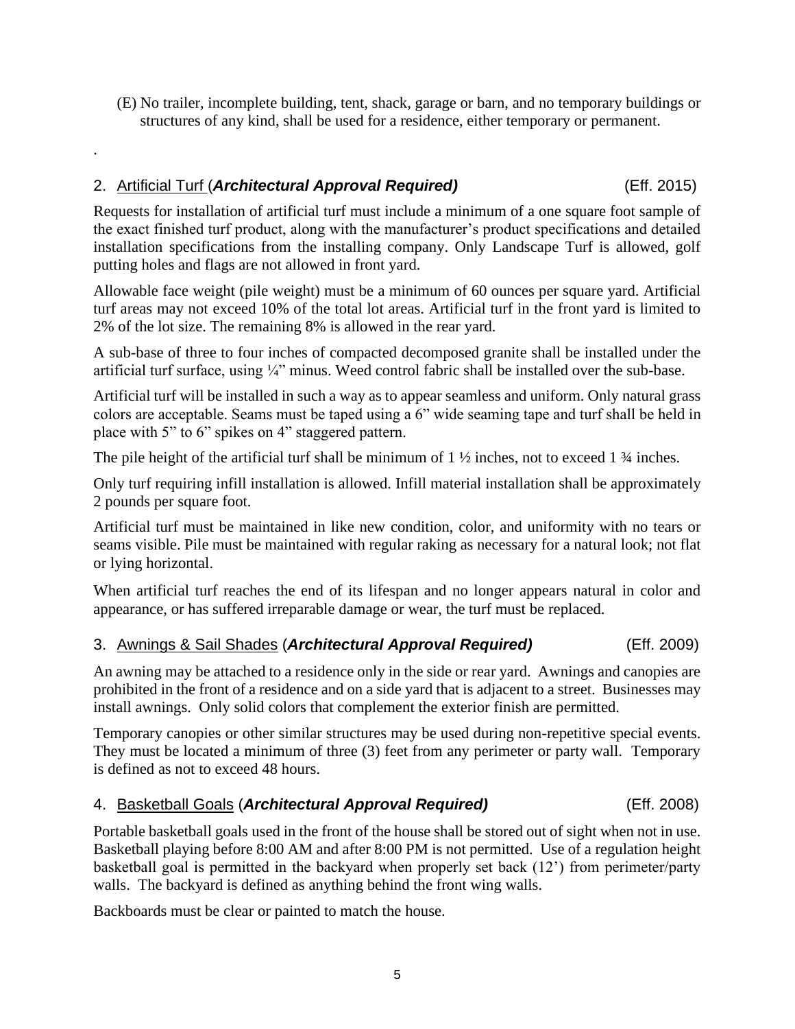(E) No trailer, incomplete building, tent, shack, garage or barn, and no temporary buildings or structures of any kind, shall be used for a residence, either temporary or permanent.

.

## 2. Artificial Turf (***Architectural Approval Required)*** (Eff. 2015)

Requests for installation of artificial turf must include a minimum of a one square foot sample of the exact finished turf product, along with the manufacturer's product specifications and detailed installation specifications from the installing company. Only Landscape Turf is allowed, golf putting holes and flags are not allowed in front yard.

Allowable face weight (pile weight) must be a minimum of 60 ounces per square yard. Artificial turf areas may not exceed 10% of the total lot areas. Artificial turf in the front yard is limited to 2% of the lot size. The remaining 8% is allowed in the rear yard.

A sub-base of three to four inches of compacted decomposed granite shall be installed under the artificial turf surface, using ¼" minus. Weed control fabric shall be installed over the sub-base.

Artificial turf will be installed in such a way as to appear seamless and uniform. Only natural grass colors are acceptable. Seams must be taped using a 6" wide seaming tape and turf shall be held in place with 5" to 6" spikes on 4" staggered pattern.

The pile height of the artificial turf shall be minimum of 1 ½ inches, not to exceed 1 ¾ inches.

Only turf requiring infill installation is allowed. Infill material installation shall be approximately 2 pounds per square foot.

Artificial turf must be maintained in like new condition, color, and uniformity with no tears or seams visible. Pile must be maintained with regular raking as necessary for a natural look; not flat or lying horizontal.

When artificial turf reaches the end of its lifespan and no longer appears natural in color and appearance, or has suffered irreparable damage or wear, the turf must be replaced.

## 3. Awnings & Sail Shades (***Architectural Approval Required)*** (Eff. 2009)

An awning may be attached to a residence only in the side or rear yard. Awnings and canopies are prohibited in the front of a residence and on a side yard that is adjacent to a street. Businesses may install awnings. Only solid colors that complement the exterior finish are permitted.

Temporary canopies or other similar structures may be used during non-repetitive special events. They must be located a minimum of three (3) feet from any perimeter or party wall. Temporary is defined as not to exceed 48 hours.

## 4. Basketball Goals (***Architectural Approval Required)*** (Eff. 2008)

Portable basketball goals used in the front of the house shall be stored out of sight when not in use. Basketball playing before 8:00 AM and after 8:00 PM is not permitted. Use of a regulation height basketball goal is permitted in the backyard when properly set back (12') from perimeter/party walls. The backyard is defined as anything behind the front wing walls.

Backboards must be clear or painted to match the house.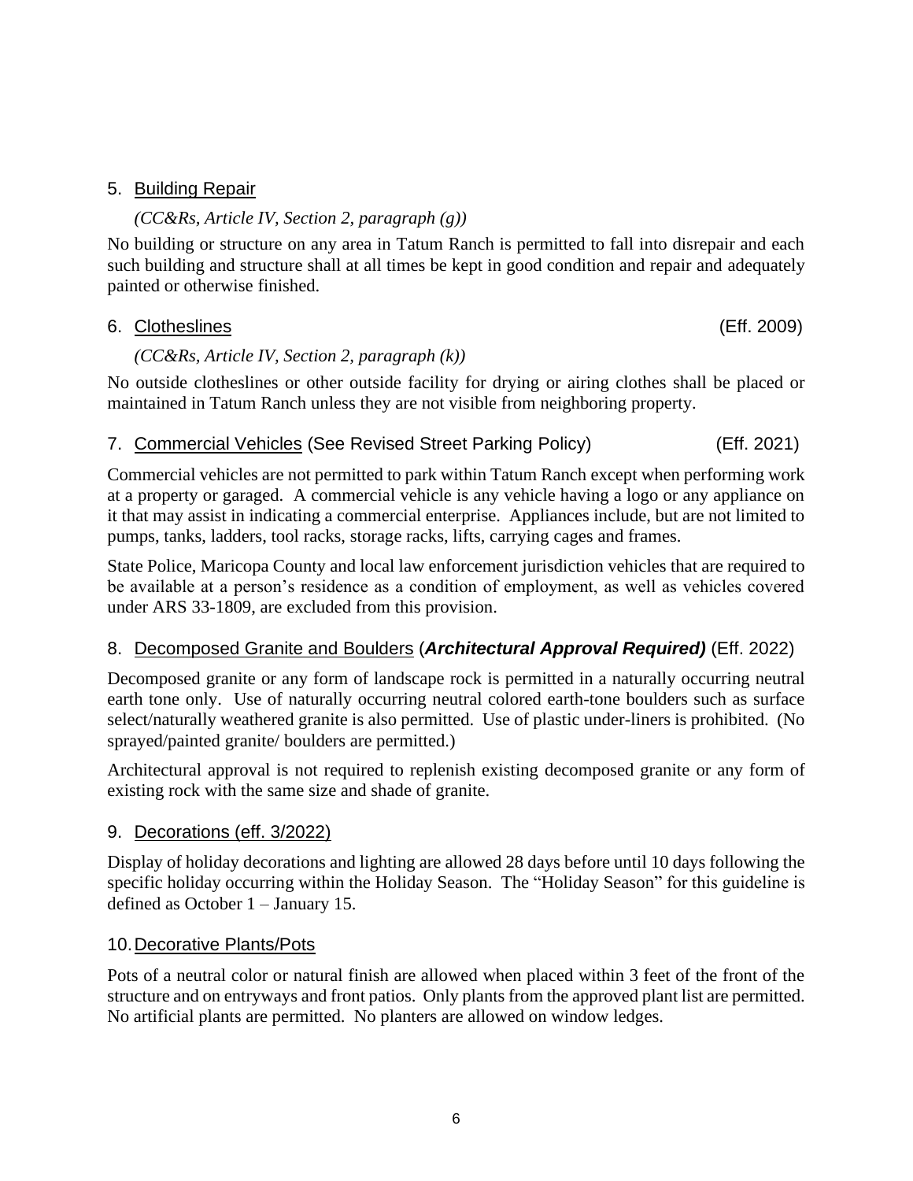## 5. Building Repair

*(CC&Rs, Article IV, Section 2, paragraph (g))*

No building or structure on any area in Tatum Ranch is permitted to fall into disrepair and each such building and structure shall at all times be kept in good condition and repair and adequately painted or otherwise finished.

## 6. Clotheslines (Eff. 2009)

*(CC&Rs, Article IV, Section 2, paragraph (k))*

No outside clotheslines or other outside facility for drying or airing clothes shall be placed or maintained in Tatum Ranch unless they are not visible from neighboring property.

## 7. Commercial Vehicles (See Revised Street Parking Policy) (Eff. 2021)

Commercial vehicles are not permitted to park within Tatum Ranch except when performing work at a property or garaged. A commercial vehicle is any vehicle having a logo or any appliance on it that may assist in indicating a commercial enterprise. Appliances include, but are not limited to pumps, tanks, ladders, tool racks, storage racks, lifts, carrying cages and frames.

State Police, Maricopa County and local law enforcement jurisdiction vehicles that are required to be available at a person's residence as a condition of employment, as well as vehicles covered under ARS 33-1809, are excluded from this provision.

## 8. Decomposed Granite and Boulders (***Architectural Approval Required)*** (Eff. 2022)

Decomposed granite or any form of landscape rock is permitted in a naturally occurring neutral earth tone only. Use of naturally occurring neutral colored earth-tone boulders such as surface select/naturally weathered granite is also permitted. Use of plastic under-liners is prohibited. (No sprayed/painted granite/ boulders are permitted.)

Architectural approval is not required to replenish existing decomposed granite or any form of existing rock with the same size and shade of granite.

## 9. Decorations (eff. 3/2022)

Display of holiday decorations and lighting are allowed 28 days before until 10 days following the specific holiday occurring within the Holiday Season. The "Holiday Season" for this guideline is defined as October 1 – January 15.

## 10. Decorative Plants/Pots

Pots of a neutral color or natural finish are allowed when placed within 3 feet of the front of the structure and on entryways and front patios. Only plants from the approved plant list are permitted. No artificial plants are permitted. No planters are allowed on window ledges.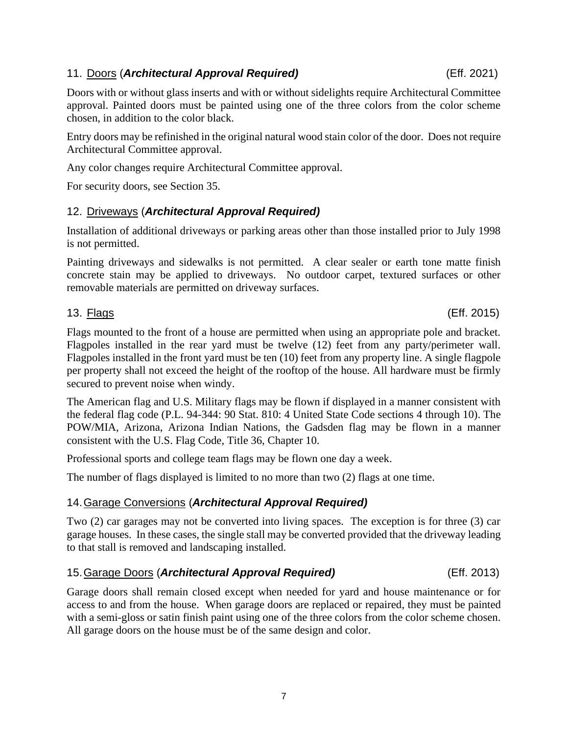### 11. Doors (***Architectural Approval Required)*** (Eff. 2021)

Doors with or without glass inserts and with or without sidelights require Architectural Committee approval. Painted doors must be painted using one of the three colors from the color scheme chosen, in addition to the color black.

Entry doors may be refinished in the original natural wood stain color of the door. Does not require Architectural Committee approval.

Any color changes require Architectural Committee approval.

For security doors, see Section 35.

### 12. Driveways (***Architectural Approval Required)***

Installation of additional driveways or parking areas other than those installed prior to July 1998 is not permitted.

Painting driveways and sidewalks is not permitted. A clear sealer or earth tone matte finish concrete stain may be applied to driveways. No outdoor carpet, textured surfaces or other removable materials are permitted on driveway surfaces.

### 13. Flags (Eff. 2015)

Flags mounted to the front of a house are permitted when using an appropriate pole and bracket. Flagpoles installed in the rear yard must be twelve (12) feet from any party/perimeter wall. Flagpoles installed in the front yard must be ten (10) feet from any property line. A single flagpole per property shall not exceed the height of the rooftop of the house. All hardware must be firmly secured to prevent noise when windy.

The American flag and U.S. Military flags may be flown if displayed in a manner consistent with the federal flag code (P.L. 94-344: 90 Stat. 810: 4 United State Code sections 4 through 10). The POW/MIA, Arizona, Arizona Indian Nations, the Gadsden flag may be flown in a manner consistent with the U.S. Flag Code, Title 36, Chapter 10.

Professional sports and college team flags may be flown one day a week.

The number of flags displayed is limited to no more than two (2) flags at one time.

### 14. Garage Conversions (***Architectural Approval Required)***

Two (2) car garages may not be converted into living spaces. The exception is for three (3) car garage houses. In these cases, the single stall may be converted provided that the driveway leading to that stall is removed and landscaping installed.

### 15. Garage Doors (***Architectural Approval Required)*** (Eff. 2013)

Garage doors shall remain closed except when needed for yard and house maintenance or for access to and from the house. When garage doors are replaced or repaired, they must be painted with a semi-gloss or satin finish paint using one of the three colors from the color scheme chosen. All garage doors on the house must be of the same design and color.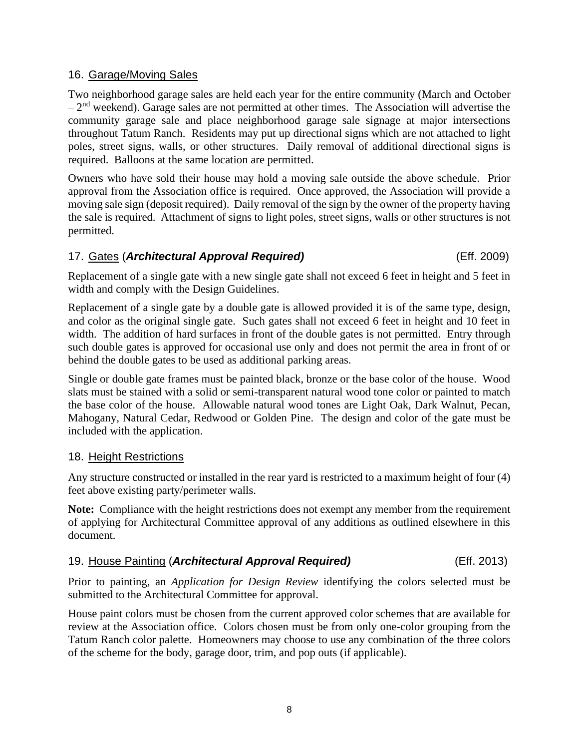## 16. Garage/Moving Sales

Two neighborhood garage sales are held each year for the entire community (March and October – 2nd weekend). Garage sales are not permitted at other times. The Association will advertise the community garage sale and place neighborhood garage sale signage at major intersections throughout Tatum Ranch. Residents may put up directional signs which are not attached to light poles, street signs, walls, or other structures. Daily removal of additional directional signs is required. Balloons at the same location are permitted.

Owners who have sold their house may hold a moving sale outside the above schedule. Prior approval from the Association office is required. Once approved, the Association will provide a moving sale sign (deposit required). Daily removal of the sign by the owner of the property having the sale is required. Attachment of signs to light poles, street signs, walls or other structures is not permitted.

## 17. Gates (*Architectural Approval Required)* (Eff. 2009)

Replacement of a single gate with a new single gate shall not exceed 6 feet in height and 5 feet in width and comply with the Design Guidelines.

Replacement of a single gate by a double gate is allowed provided it is of the same type, design, and color as the original single gate. Such gates shall not exceed 6 feet in height and 10 feet in width. The addition of hard surfaces in front of the double gates is not permitted. Entry through such double gates is approved for occasional use only and does not permit the area in front of or behind the double gates to be used as additional parking areas.

Single or double gate frames must be painted black, bronze or the base color of the house. Wood slats must be stained with a solid or semi-transparent natural wood tone color or painted to match the base color of the house. Allowable natural wood tones are Light Oak, Dark Walnut, Pecan, Mahogany, Natural Cedar, Redwood or Golden Pine. The design and color of the gate must be included with the application.

## 18. Height Restrictions

Any structure constructed or installed in the rear yard is restricted to a maximum height of four (4) feet above existing party/perimeter walls.

**Note:** Compliance with the height restrictions does not exempt any member from the requirement of applying for Architectural Committee approval of any additions as outlined elsewhere in this document.

## 19. House Painting (*Architectural Approval Required)* (Eff. 2013)

Prior to painting, an *Application for Design Review* identifying the colors selected must be submitted to the Architectural Committee for approval.

House paint colors must be chosen from the current approved color schemes that are available for review at the Association office. Colors chosen must be from only one-color grouping from the Tatum Ranch color palette. Homeowners may choose to use any combination of the three colors of the scheme for the body, garage door, trim, and pop outs (if applicable).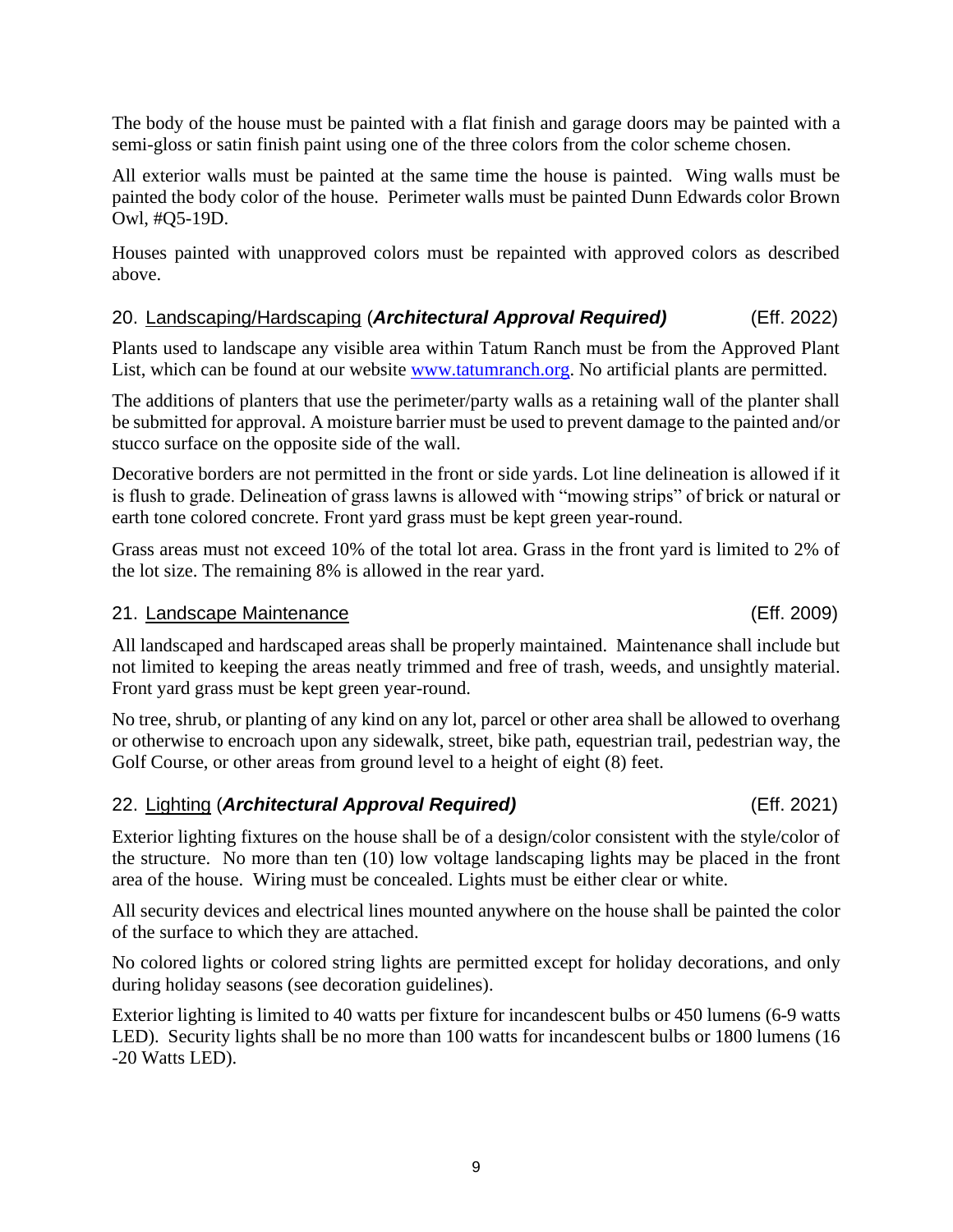The body of the house must be painted with a flat finish and garage doors may be painted with a semi-gloss or satin finish paint using one of the three colors from the color scheme chosen.

All exterior walls must be painted at the same time the house is painted. Wing walls must be painted the body color of the house. Perimeter walls must be painted Dunn Edwards color Brown Owl, #Q5-19D.

Houses painted with unapproved colors must be repainted with approved colors as described above.

### 20. Landscaping/Hardscaping (***Architectural Approval Required)*** (Eff. 2022)

Plants used to landscape any visible area within Tatum Ranch must be from the Approved Plant List, which can be found at our website www.tatumranch.org. No artificial plants are permitted.

The additions of planters that use the perimeter/party walls as a retaining wall of the planter shall be submitted for approval. A moisture barrier must be used to prevent damage to the painted and/or stucco surface on the opposite side of the wall.

Decorative borders are not permitted in the front or side yards. Lot line delineation is allowed if it is flush to grade. Delineation of grass lawns is allowed with "mowing strips" of brick or natural or earth tone colored concrete. Front yard grass must be kept green year-round.

Grass areas must not exceed 10% of the total lot area. Grass in the front yard is limited to 2% of the lot size. The remaining 8% is allowed in the rear yard.

### 21. Landscape Maintenance (Eff. 2009)

All landscaped and hardscaped areas shall be properly maintained. Maintenance shall include but not limited to keeping the areas neatly trimmed and free of trash, weeds, and unsightly material. Front yard grass must be kept green year-round.

No tree, shrub, or planting of any kind on any lot, parcel or other area shall be allowed to overhang or otherwise to encroach upon any sidewalk, street, bike path, equestrian trail, pedestrian way, the Golf Course, or other areas from ground level to a height of eight (8) feet.

### 22. Lighting (***Architectural Approval Required)*** (Eff. 2021)

Exterior lighting fixtures on the house shall be of a design/color consistent with the style/color of the structure. No more than ten (10) low voltage landscaping lights may be placed in the front area of the house. Wiring must be concealed. Lights must be either clear or white.

All security devices and electrical lines mounted anywhere on the house shall be painted the color of the surface to which they are attached.

No colored lights or colored string lights are permitted except for holiday decorations, and only during holiday seasons (see decoration guidelines).

Exterior lighting is limited to 40 watts per fixture for incandescent bulbs or 450 lumens (6-9 watts LED). Security lights shall be no more than 100 watts for incandescent bulbs or 1800 lumens (16 -20 Watts LED).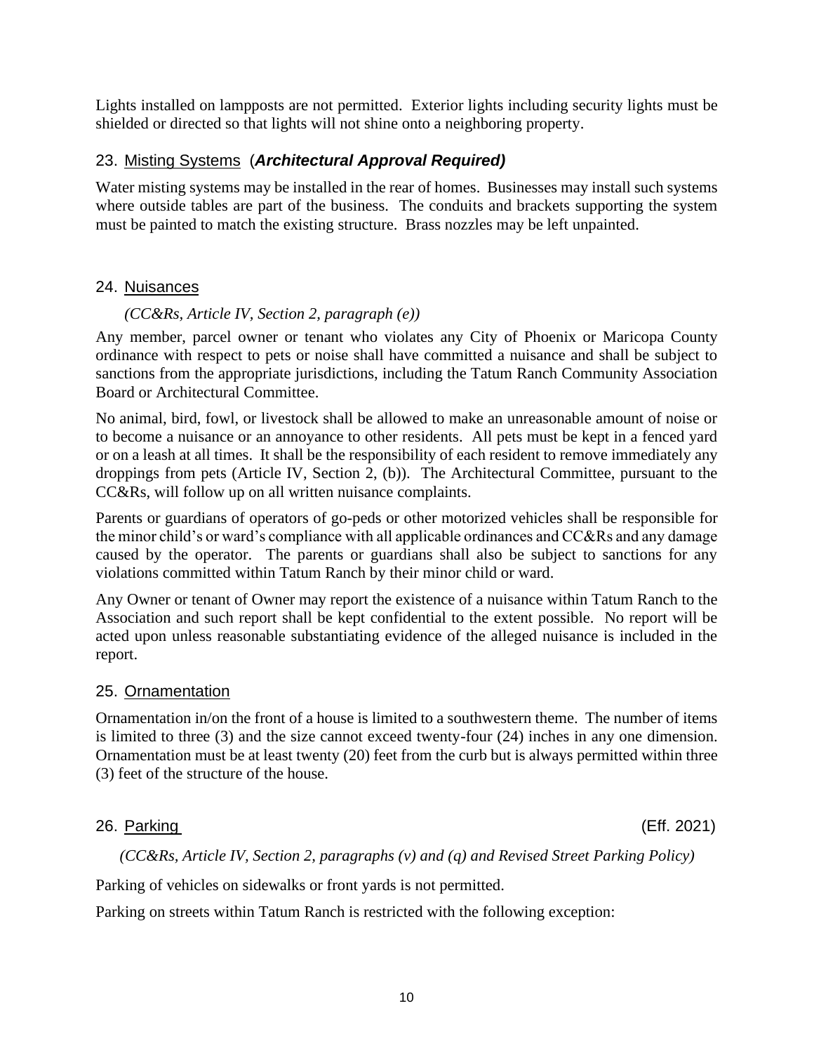Lights installed on lampposts are not permitted. Exterior lights including security lights must be shielded or directed so that lights will not shine onto a neighboring property.

## 23. Misting Systems (***Architectural Approval Required)***

Water misting systems may be installed in the rear of homes. Businesses may install such systems where outside tables are part of the business. The conduits and brackets supporting the system must be painted to match the existing structure. Brass nozzles may be left unpainted.

## 24. Nuisances

*(CC&Rs, Article IV, Section 2, paragraph (e))*

Any member, parcel owner or tenant who violates any City of Phoenix or Maricopa County ordinance with respect to pets or noise shall have committed a nuisance and shall be subject to sanctions from the appropriate jurisdictions, including the Tatum Ranch Community Association Board or Architectural Committee.

No animal, bird, fowl, or livestock shall be allowed to make an unreasonable amount of noise or to become a nuisance or an annoyance to other residents. All pets must be kept in a fenced yard or on a leash at all times. It shall be the responsibility of each resident to remove immediately any droppings from pets (Article IV, Section 2, (b)). The Architectural Committee, pursuant to the CC&Rs, will follow up on all written nuisance complaints.

Parents or guardians of operators of go-peds or other motorized vehicles shall be responsible for the minor child's or ward's compliance with all applicable ordinances and CC&Rs and any damage caused by the operator. The parents or guardians shall also be subject to sanctions for any violations committed within Tatum Ranch by their minor child or ward.

Any Owner or tenant of Owner may report the existence of a nuisance within Tatum Ranch to the Association and such report shall be kept confidential to the extent possible. No report will be acted upon unless reasonable substantiating evidence of the alleged nuisance is included in the report.

## 25. Ornamentation

Ornamentation in/on the front of a house is limited to a southwestern theme. The number of items is limited to three (3) and the size cannot exceed twenty-four (24) inches in any one dimension. Ornamentation must be at least twenty (20) feet from the curb but is always permitted within three (3) feet of the structure of the house.

## 26. Parking (Eff. 2021)

*(CC&Rs, Article IV, Section 2, paragraphs (v) and (q) and Revised Street Parking Policy)*

Parking of vehicles on sidewalks or front yards is not permitted.

Parking on streets within Tatum Ranch is restricted with the following exception: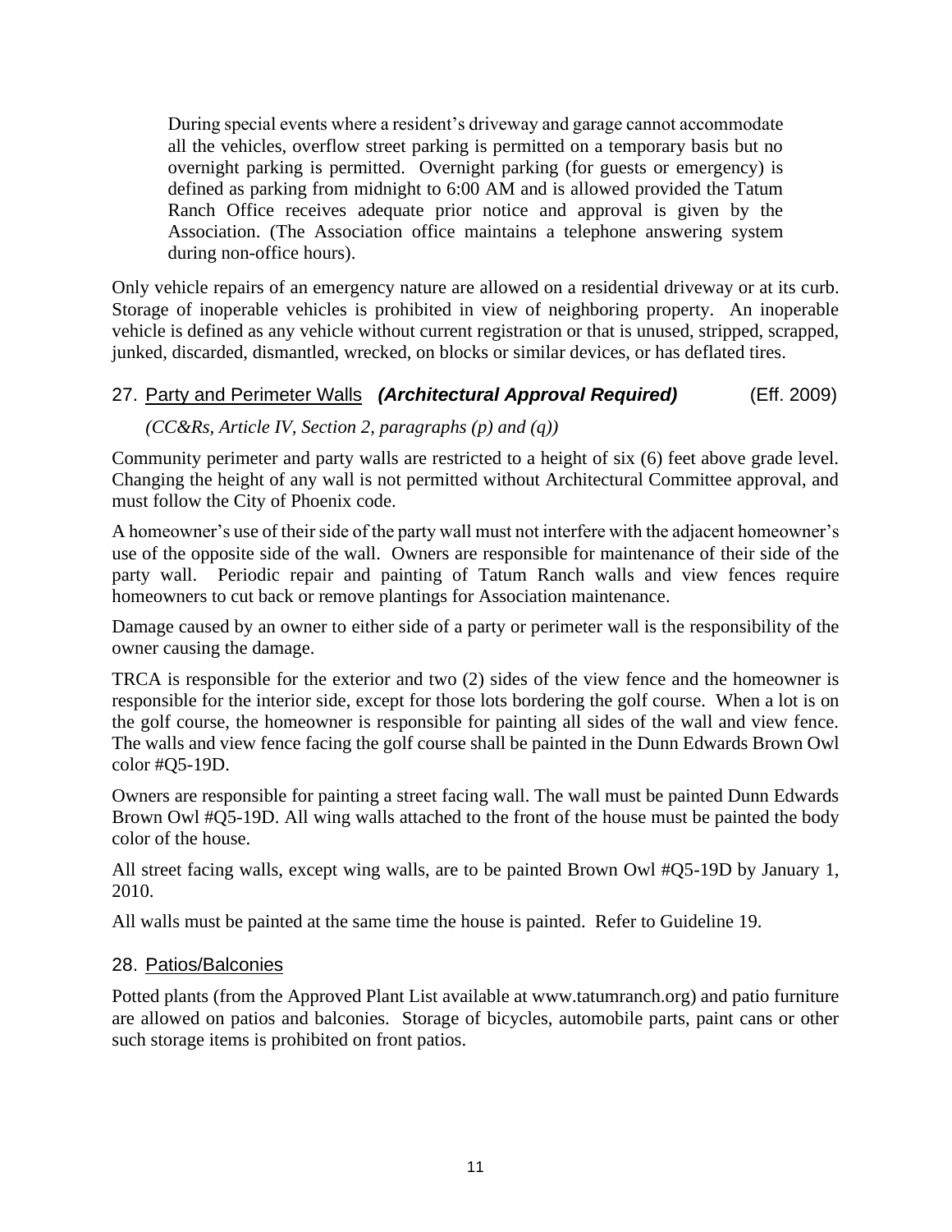> During special events where a resident's driveway and garage cannot accommodate all the vehicles, overflow street parking is permitted on a temporary basis but no overnight parking is permitted. Overnight parking (for guests or emergency) is defined as parking from midnight to 6:00 AM and is allowed provided the Tatum Ranch Office receives adequate prior notice and approval is given by the Association. (The Association office maintains a telephone answering system during non-office hours).

Only vehicle repairs of an emergency nature are allowed on a residential driveway or at its curb. Storage of inoperable vehicles is prohibited in view of neighboring property. An inoperable vehicle is defined as any vehicle without current registration or that is unused, stripped, scrapped, junked, discarded, dismantled, wrecked, on blocks or similar devices, or has deflated tires.

## 27. Party and Perimeter Walls ***(Architectural Approval Required)*** (Eff. 2009)

*(CC&Rs, Article IV, Section 2, paragraphs (p) and (q))*

Community perimeter and party walls are restricted to a height of six (6) feet above grade level. Changing the height of any wall is not permitted without Architectural Committee approval, and must follow the City of Phoenix code.

A homeowner's use of their side of the party wall must not interfere with the adjacent homeowner's use of the opposite side of the wall. Owners are responsible for maintenance of their side of the party wall. Periodic repair and painting of Tatum Ranch walls and view fences require homeowners to cut back or remove plantings for Association maintenance.

Damage caused by an owner to either side of a party or perimeter wall is the responsibility of the owner causing the damage.

TRCA is responsible for the exterior and two (2) sides of the view fence and the homeowner is responsible for the interior side, except for those lots bordering the golf course. When a lot is on the golf course, the homeowner is responsible for painting all sides of the wall and view fence. The walls and view fence facing the golf course shall be painted in the Dunn Edwards Brown Owl color #Q5-19D.

Owners are responsible for painting a street facing wall. The wall must be painted Dunn Edwards Brown Owl #Q5-19D. All wing walls attached to the front of the house must be painted the body color of the house.

All street facing walls, except wing walls, are to be painted Brown Owl #Q5-19D by January 1, 2010.

All walls must be painted at the same time the house is painted. Refer to Guideline 19.

## 28. Patios/Balconies

Potted plants (from the Approved Plant List available at www.tatumranch.org) and patio furniture are allowed on patios and balconies. Storage of bicycles, automobile parts, paint cans or other such storage items is prohibited on front patios.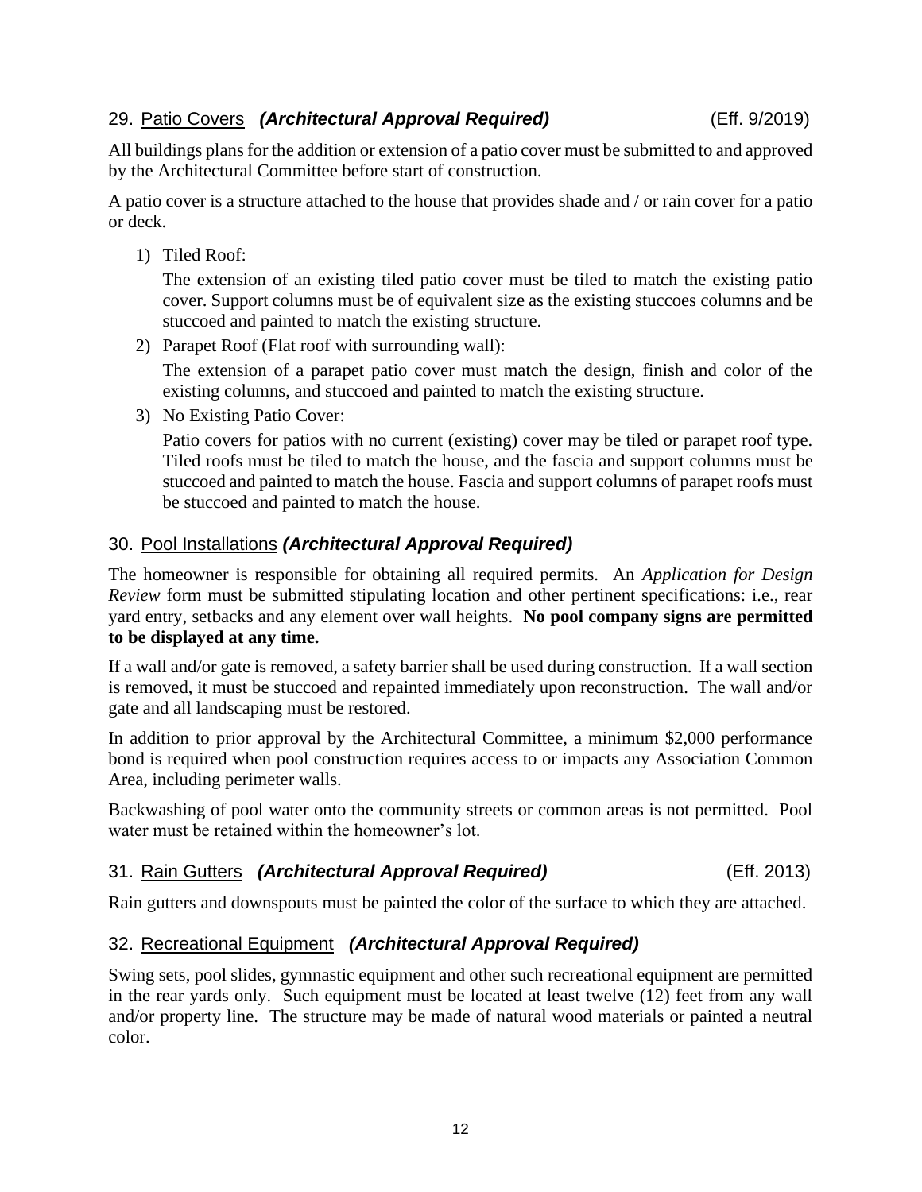## 29. Patio Covers ***(Architectural Approval Required)*** (Eff. 9/2019)

All buildings plans for the addition or extension of a patio cover must be submitted to and approved by the Architectural Committee before start of construction.

A patio cover is a structure attached to the house that provides shade and / or rain cover for a patio or deck.

1) Tiled Roof:

   The extension of an existing tiled patio cover must be tiled to match the existing patio cover. Support columns must be of equivalent size as the existing stuccoes columns and be stuccoed and painted to match the existing structure.

2) Parapet Roof (Flat roof with surrounding wall):

   The extension of a parapet patio cover must match the design, finish and color of the existing columns, and stuccoed and painted to match the existing structure.

3) No Existing Patio Cover:

   Patio covers for patios with no current (existing) cover may be tiled or parapet roof type. Tiled roofs must be tiled to match the house, and the fascia and support columns must be stuccoed and painted to match the house. Fascia and support columns of parapet roofs must be stuccoed and painted to match the house.

## 30. Pool Installations ***(Architectural Approval Required)***

The homeowner is responsible for obtaining all required permits. An *Application for Design Review* form must be submitted stipulating location and other pertinent specifications: i.e., rear yard entry, setbacks and any element over wall heights. **No pool company signs are permitted to be displayed at any time.**

If a wall and/or gate is removed, a safety barrier shall be used during construction. If a wall section is removed, it must be stuccoed and repainted immediately upon reconstruction. The wall and/or gate and all landscaping must be restored.

In addition to prior approval by the Architectural Committee, a minimum $2,000 performance bond is required when pool construction requires access to or impacts any Association Common Area, including perimeter walls.

Backwashing of pool water onto the community streets or common areas is not permitted. Pool water must be retained within the homeowner's lot.

## 31. Rain Gutters ***(Architectural Approval Required)*** (Eff. 2013)

Rain gutters and downspouts must be painted the color of the surface to which they are attached.

## 32. Recreational Equipment ***(Architectural Approval Required)***

Swing sets, pool slides, gymnastic equipment and other such recreational equipment are permitted in the rear yards only. Such equipment must be located at least twelve (12) feet from any wall and/or property line. The structure may be made of natural wood materials or painted a neutral color.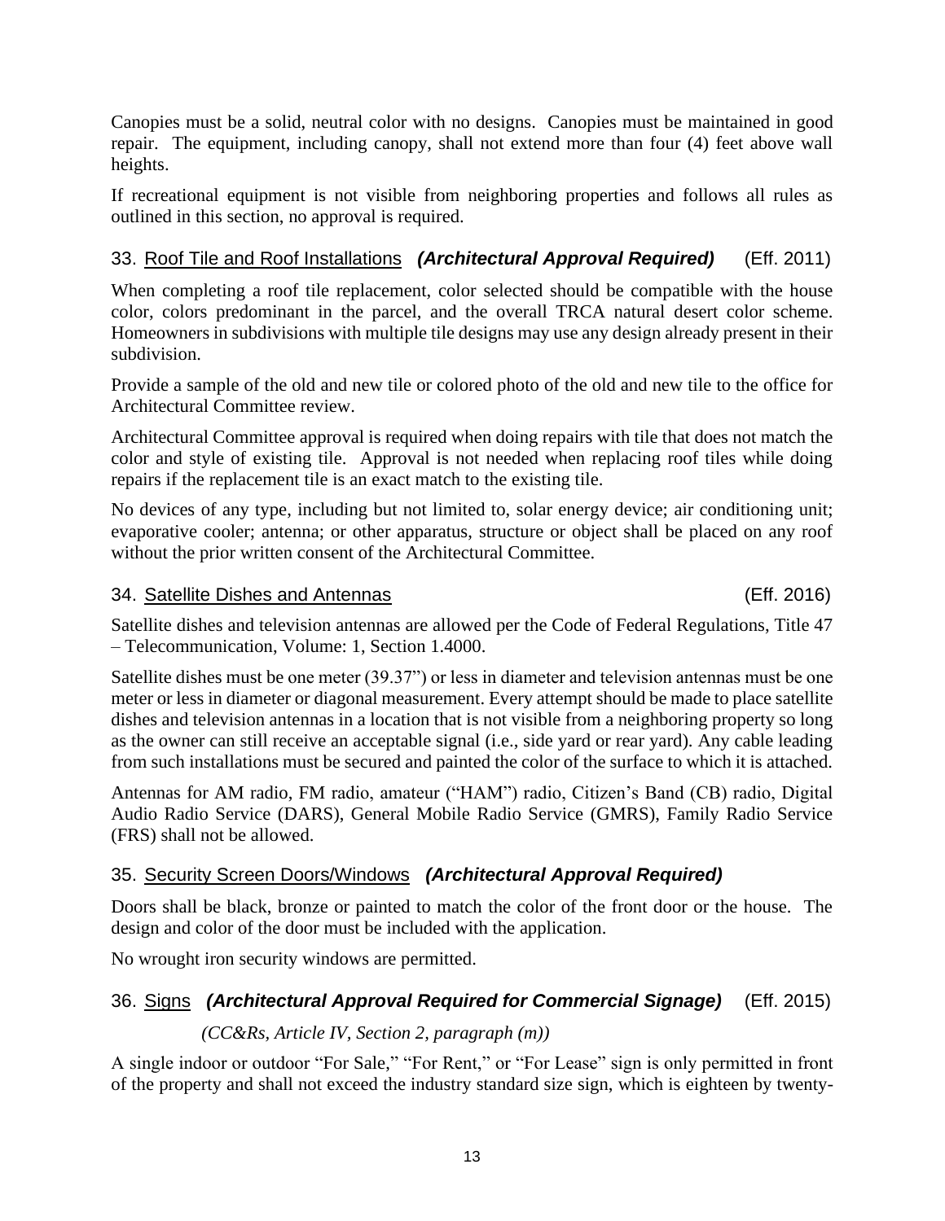Canopies must be a solid, neutral color with no designs. Canopies must be maintained in good repair. The equipment, including canopy, shall not extend more than four (4) feet above wall heights.

If recreational equipment is not visible from neighboring properties and follows all rules as outlined in this section, no approval is required.

### 33. Roof Tile and Roof Installations ***(Architectural Approval Required)*** (Eff. 2011)

When completing a roof tile replacement, color selected should be compatible with the house color, colors predominant in the parcel, and the overall TRCA natural desert color scheme. Homeowners in subdivisions with multiple tile designs may use any design already present in their subdivision.

Provide a sample of the old and new tile or colored photo of the old and new tile to the office for Architectural Committee review.

Architectural Committee approval is required when doing repairs with tile that does not match the color and style of existing tile. Approval is not needed when replacing roof tiles while doing repairs if the replacement tile is an exact match to the existing tile.

No devices of any type, including but not limited to, solar energy device; air conditioning unit; evaporative cooler; antenna; or other apparatus, structure or object shall be placed on any roof without the prior written consent of the Architectural Committee.

### 34. Satellite Dishes and Antennas (Eff. 2016)

Satellite dishes and television antennas are allowed per the Code of Federal Regulations, Title 47 – Telecommunication, Volume: 1, Section 1.4000.

Satellite dishes must be one meter (39.37") or less in diameter and television antennas must be one meter or less in diameter or diagonal measurement. Every attempt should be made to place satellite dishes and television antennas in a location that is not visible from a neighboring property so long as the owner can still receive an acceptable signal (i.e., side yard or rear yard). Any cable leading from such installations must be secured and painted the color of the surface to which it is attached.

Antennas for AM radio, FM radio, amateur ("HAM") radio, Citizen's Band (CB) radio, Digital Audio Radio Service (DARS), General Mobile Radio Service (GMRS), Family Radio Service (FRS) shall not be allowed.

### 35. Security Screen Doors/Windows ***(Architectural Approval Required)***

Doors shall be black, bronze or painted to match the color of the front door or the house. The design and color of the door must be included with the application.

No wrought iron security windows are permitted.

### 36. Signs ***(Architectural Approval Required for Commercial Signage)*** (Eff. 2015)

*(CC&Rs, Article IV, Section 2, paragraph (m))*

A single indoor or outdoor "For Sale," "For Rent," or "For Lease" sign is only permitted in front of the property and shall not exceed the industry standard size sign, which is eighteen by twenty-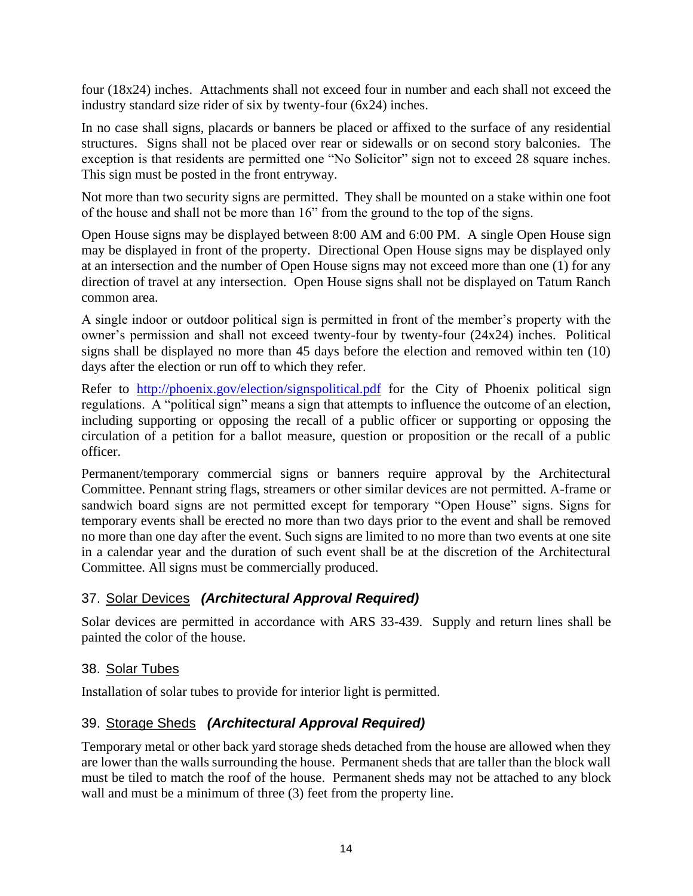four (18x24) inches. Attachments shall not exceed four in number and each shall not exceed the industry standard size rider of six by twenty-four (6x24) inches.

In no case shall signs, placards or banners be placed or affixed to the surface of any residential structures. Signs shall not be placed over rear or sidewalls or on second story balconies. The exception is that residents are permitted one "No Solicitor" sign not to exceed 28 square inches. This sign must be posted in the front entryway.

Not more than two security signs are permitted. They shall be mounted on a stake within one foot of the house and shall not be more than 16" from the ground to the top of the signs.

Open House signs may be displayed between 8:00 AM and 6:00 PM. A single Open House sign may be displayed in front of the property. Directional Open House signs may be displayed only at an intersection and the number of Open House signs may not exceed more than one (1) for any direction of travel at any intersection. Open House signs shall not be displayed on Tatum Ranch common area.

A single indoor or outdoor political sign is permitted in front of the member's property with the owner's permission and shall not exceed twenty-four by twenty-four (24x24) inches. Political signs shall be displayed no more than 45 days before the election and removed within ten (10) days after the election or run off to which they refer.

Refer to [http://phoenix.gov/election/signspolitical.pdf](http://phoenix.gov/election/signspolitical.pdf) for the City of Phoenix political sign regulations. A "political sign" means a sign that attempts to influence the outcome of an election, including supporting or opposing the recall of a public officer or supporting or opposing the circulation of a petition for a ballot measure, question or proposition or the recall of a public officer.

Permanent/temporary commercial signs or banners require approval by the Architectural Committee. Pennant string flags, streamers or other similar devices are not permitted. A-frame or sandwich board signs are not permitted except for temporary "Open House" signs. Signs for temporary events shall be erected no more than two days prior to the event and shall be removed no more than one day after the event. Such signs are limited to no more than two events at one site in a calendar year and the duration of such event shall be at the discretion of the Architectural Committee. All signs must be commercially produced.

### 37. Solar Devices ***(Architectural Approval Required)***

Solar devices are permitted in accordance with ARS 33-439. Supply and return lines shall be painted the color of the house.

### 38. Solar Tubes

Installation of solar tubes to provide for interior light is permitted.

### 39. Storage Sheds ***(Architectural Approval Required)***

Temporary metal or other back yard storage sheds detached from the house are allowed when they are lower than the walls surrounding the house. Permanent sheds that are taller than the block wall must be tiled to match the roof of the house. Permanent sheds may not be attached to any block wall and must be a minimum of three (3) feet from the property line.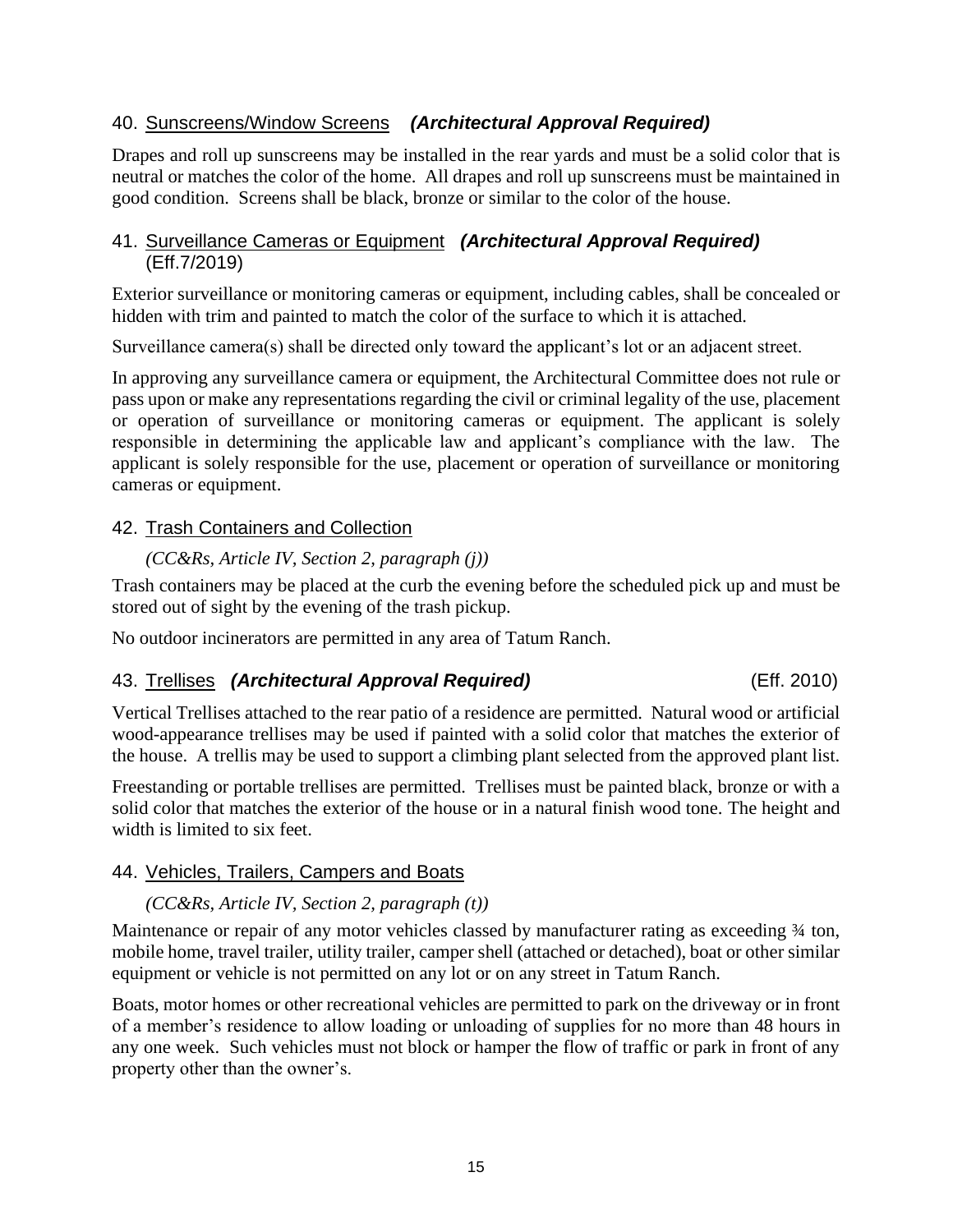### 40. Sunscreens/Window Screens ***(Architectural Approval Required)***

Drapes and roll up sunscreens may be installed in the rear yards and must be a solid color that is neutral or matches the color of the home. All drapes and roll up sunscreens must be maintained in good condition. Screens shall be black, bronze or similar to the color of the house.

### 41. Surveillance Cameras or Equipment ***(Architectural Approval Required)*** (Eff.7/2019)

Exterior surveillance or monitoring cameras or equipment, including cables, shall be concealed or hidden with trim and painted to match the color of the surface to which it is attached.

Surveillance camera(s) shall be directed only toward the applicant's lot or an adjacent street.

In approving any surveillance camera or equipment, the Architectural Committee does not rule or pass upon or make any representations regarding the civil or criminal legality of the use, placement or operation of surveillance or monitoring cameras or equipment. The applicant is solely responsible in determining the applicable law and applicant's compliance with the law. The applicant is solely responsible for the use, placement or operation of surveillance or monitoring cameras or equipment.

### 42. Trash Containers and Collection

*(CC&Rs, Article IV, Section 2, paragraph (j))*

Trash containers may be placed at the curb the evening before the scheduled pick up and must be stored out of sight by the evening of the trash pickup.

No outdoor incinerators are permitted in any area of Tatum Ranch.

### 43. Trellises ***(Architectural Approval Required)*** (Eff. 2010)

Vertical Trellises attached to the rear patio of a residence are permitted. Natural wood or artificial wood-appearance trellises may be used if painted with a solid color that matches the exterior of the house. A trellis may be used to support a climbing plant selected from the approved plant list.

Freestanding or portable trellises are permitted. Trellises must be painted black, bronze or with a solid color that matches the exterior of the house or in a natural finish wood tone. The height and width is limited to six feet.

### 44. Vehicles, Trailers, Campers and Boats

*(CC&Rs, Article IV, Section 2, paragraph (t))*

Maintenance or repair of any motor vehicles classed by manufacturer rating as exceeding ¾ ton, mobile home, travel trailer, utility trailer, camper shell (attached or detached), boat or other similar equipment or vehicle is not permitted on any lot or on any street in Tatum Ranch.

Boats, motor homes or other recreational vehicles are permitted to park on the driveway or in front of a member's residence to allow loading or unloading of supplies for no more than 48 hours in any one week. Such vehicles must not block or hamper the flow of traffic or park in front of any property other than the owner's.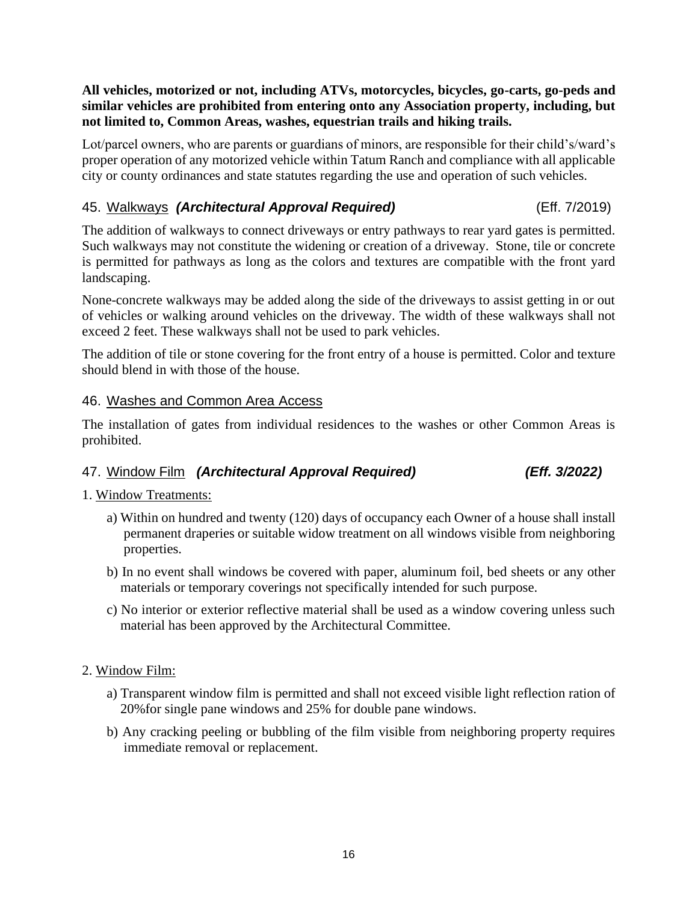**All vehicles, motorized or not, including ATVs, motorcycles, bicycles, go-carts, go-peds and similar vehicles are prohibited from entering onto any Association property, including, but not limited to, Common Areas, washes, equestrian trails and hiking trails.**

Lot/parcel owners, who are parents or guardians of minors, are responsible for their child's/ward's proper operation of any motorized vehicle within Tatum Ranch and compliance with all applicable city or county ordinances and state statutes regarding the use and operation of such vehicles.

### 45. Walkways *(Architectural Approval Required)* (Eff. 7/2019)

The addition of walkways to connect driveways or entry pathways to rear yard gates is permitted. Such walkways may not constitute the widening or creation of a driveway. Stone, tile or concrete is permitted for pathways as long as the colors and textures are compatible with the front yard landscaping.

None-concrete walkways may be added along the side of the driveways to assist getting in or out of vehicles or walking around vehicles on the driveway. The width of these walkways shall not exceed 2 feet. These walkways shall not be used to park vehicles.

The addition of tile or stone covering for the front entry of a house is permitted. Color and texture should blend in with those of the house.

### 46. Washes and Common Area Access

The installation of gates from individual residences to the washes or other Common Areas is prohibited.

### 47. Window Film *(Architectural Approval Required)* *(Eff. 3/2022)*

1. Window Treatments:

   a) Within on hundred and twenty (120) days of occupancy each Owner of a house shall install permanent draperies or suitable widow treatment on all windows visible from neighboring properties.

   b) In no event shall windows be covered with paper, aluminum foil, bed sheets or any other materials or temporary coverings not specifically intended for such purpose.

   c) No interior or exterior reflective material shall be used as a window covering unless such material has been approved by the Architectural Committee.

2. Window Film:

   a) Transparent window film is permitted and shall not exceed visible light reflection ration of 20%for single pane windows and 25% for double pane windows.

   b) Any cracking peeling or bubbling of the film visible from neighboring property requires immediate removal or replacement.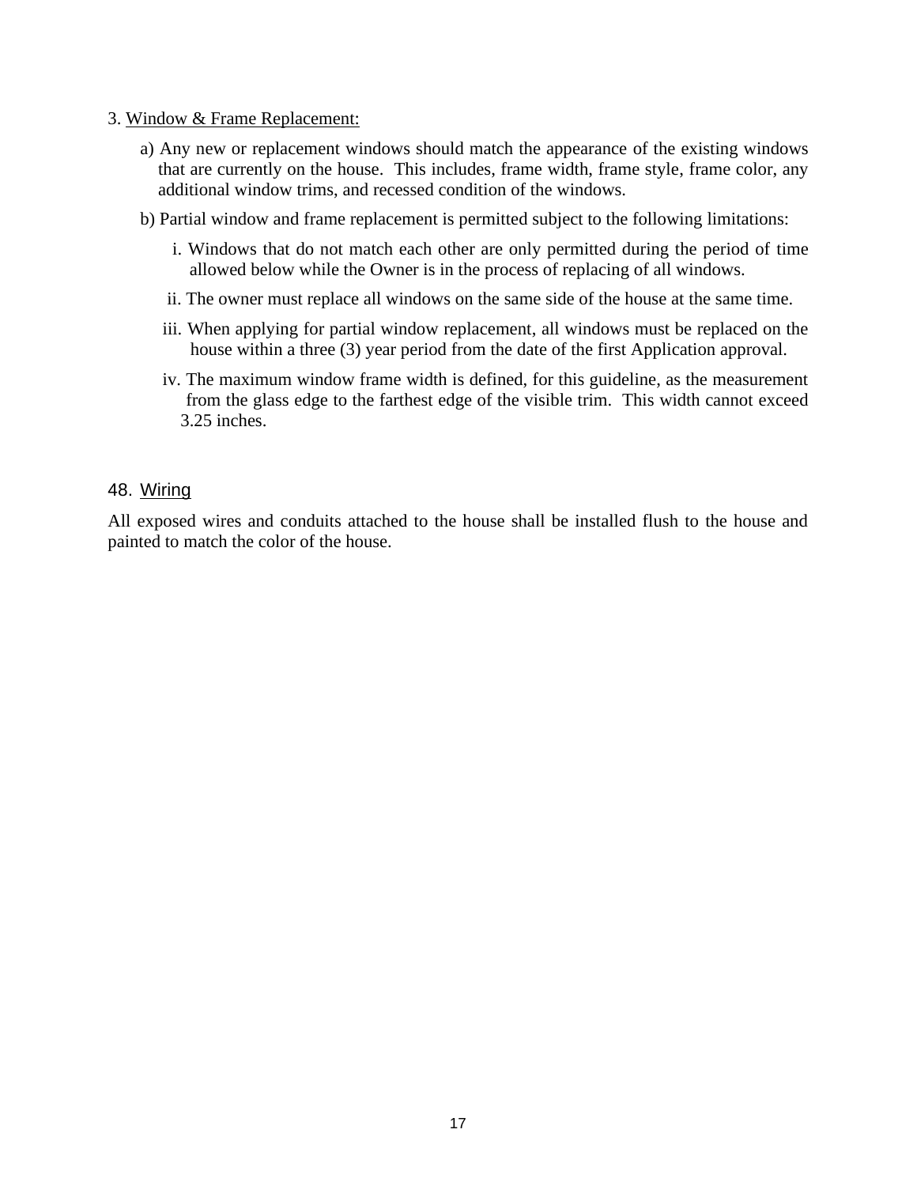3. <u>Window & Frame Replacement:</u>

a) Any new or replacement windows should match the appearance of the existing windows that are currently on the house. This includes, frame width, frame style, frame color, any additional window trims, and recessed condition of the windows.

b) Partial window and frame replacement is permitted subject to the following limitations:

i. Windows that do not match each other are only permitted during the period of time allowed below while the Owner is in the process of replacing of all windows.

ii. The owner must replace all windows on the same side of the house at the same time.

iii. When applying for partial window replacement, all windows must be replaced on the house within a three (3) year period from the date of the first Application approval.

iv. The maximum window frame width is defined, for this guideline, as the measurement from the glass edge to the farthest edge of the visible trim. This width cannot exceed 3.25 inches.

48. <u>Wiring</u>

All exposed wires and conduits attached to the house shall be installed flush to the house and painted to match the color of the house.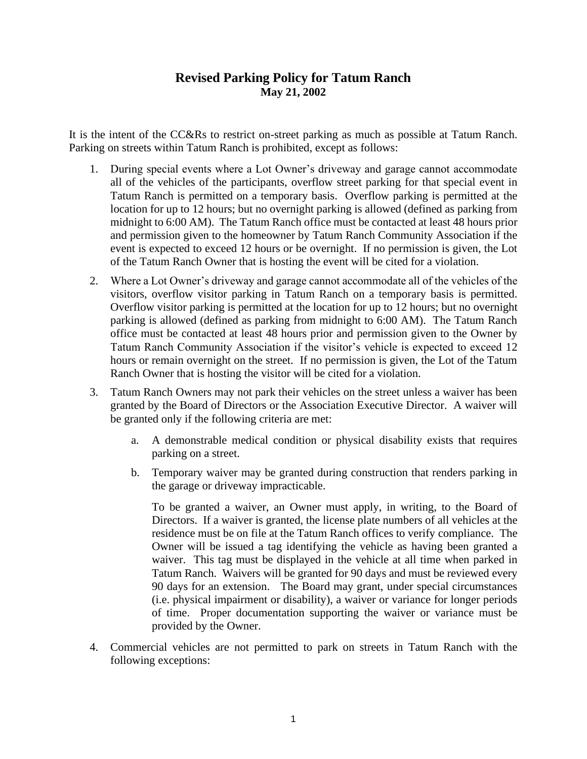# Revised Parking Policy for Tatum Ranch

**May 21, 2002**

It is the intent of the CC&Rs to restrict on-street parking as much as possible at Tatum Ranch. Parking on streets within Tatum Ranch is prohibited, except as follows:

1. During special events where a Lot Owner's driveway and garage cannot accommodate all of the vehicles of the participants, overflow street parking for that special event in Tatum Ranch is permitted on a temporary basis. Overflow parking is permitted at the location for up to 12 hours; but no overnight parking is allowed (defined as parking from midnight to 6:00 AM). The Tatum Ranch office must be contacted at least 48 hours prior and permission given to the homeowner by Tatum Ranch Community Association if the event is expected to exceed 12 hours or be overnight. If no permission is given, the Lot of the Tatum Ranch Owner that is hosting the event will be cited for a violation.

2. Where a Lot Owner's driveway and garage cannot accommodate all of the vehicles of the visitors, overflow visitor parking in Tatum Ranch on a temporary basis is permitted. Overflow visitor parking is permitted at the location for up to 12 hours; but no overnight parking is allowed (defined as parking from midnight to 6:00 AM). The Tatum Ranch office must be contacted at least 48 hours prior and permission given to the Owner by Tatum Ranch Community Association if the visitor's vehicle is expected to exceed 12 hours or remain overnight on the street. If no permission is given, the Lot of the Tatum Ranch Owner that is hosting the visitor will be cited for a violation.

3. Tatum Ranch Owners may not park their vehicles on the street unless a waiver has been granted by the Board of Directors or the Association Executive Director. A waiver will be granted only if the following criteria are met:

   a. A demonstrable medical condition or physical disability exists that requires parking on a street.

   b. Temporary waiver may be granted during construction that renders parking in the garage or driveway impracticable.

   To be granted a waiver, an Owner must apply, in writing, to the Board of Directors. If a waiver is granted, the license plate numbers of all vehicles at the residence must be on file at the Tatum Ranch offices to verify compliance. The Owner will be issued a tag identifying the vehicle as having been granted a waiver. This tag must be displayed in the vehicle at all time when parked in Tatum Ranch. Waivers will be granted for 90 days and must be reviewed every 90 days for an extension. The Board may grant, under special circumstances (i.e. physical impairment or disability), a waiver or variance for longer periods of time. Proper documentation supporting the waiver or variance must be provided by the Owner.

4. Commercial vehicles are not permitted to park on streets in Tatum Ranch with the following exceptions: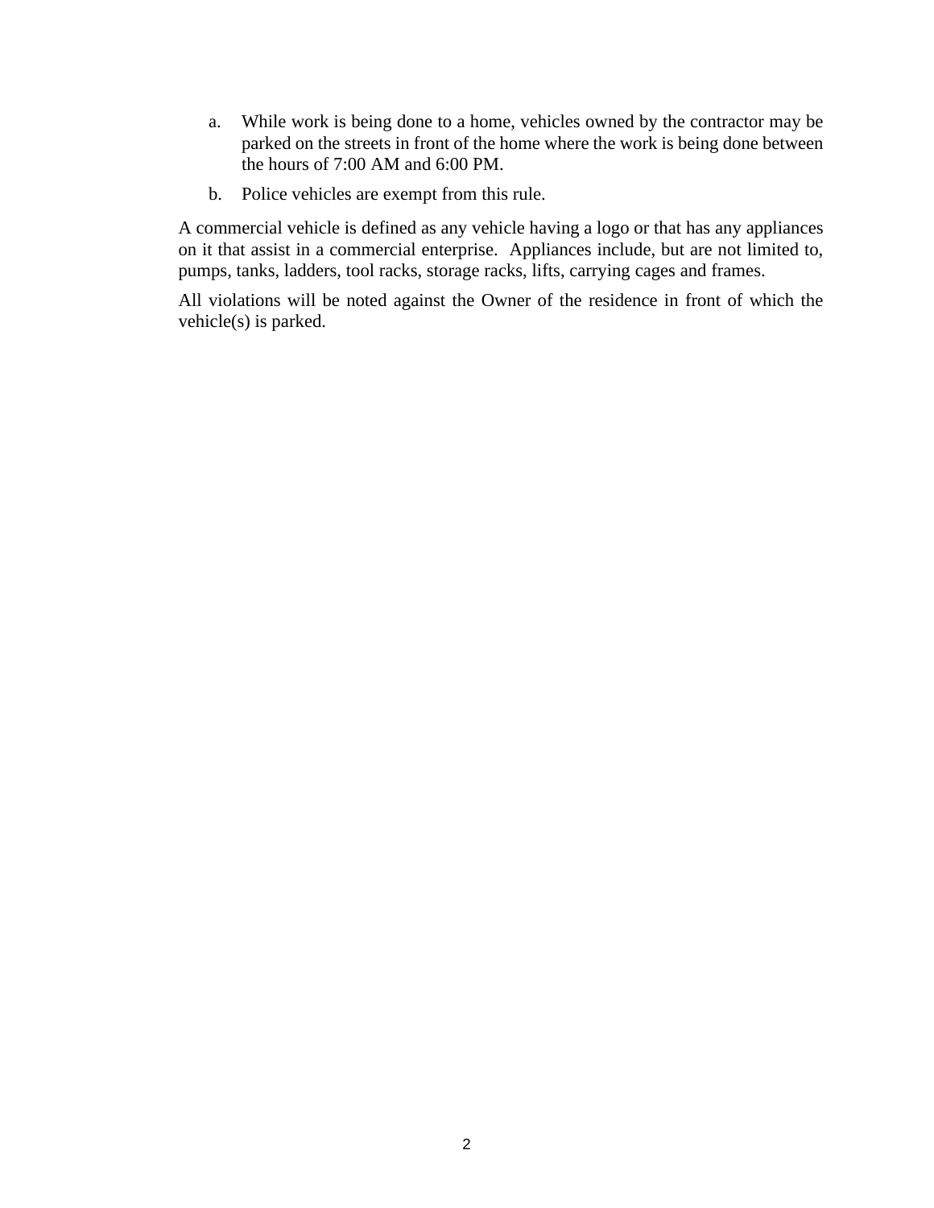a. While work is being done to a home, vehicles owned by the contractor may be parked on the streets in front of the home where the work is being done between the hours of 7:00 AM and 6:00 PM.
b. Police vehicles are exempt from this rule.

A commercial vehicle is defined as any vehicle having a logo or that has any appliances on it that assist in a commercial enterprise. Appliances include, but are not limited to, pumps, tanks, ladders, tool racks, storage racks, lifts, carrying cages and frames.

All violations will be noted against the Owner of the residence in front of which the vehicle(s) is parked.